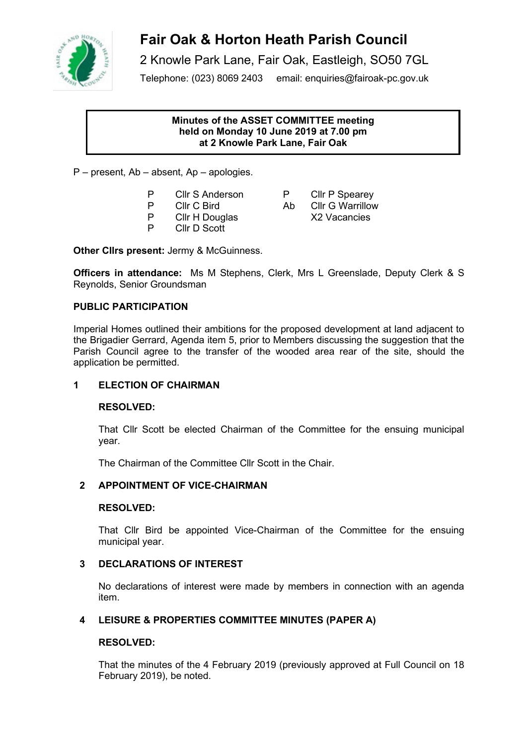# Fair Oak & Horton Heath Parish Council

2 Knowle Park Lane, Fair Oak, Eastleigh, SO50 7GL

Telephone: (023) 8069 2403 email: enquiries@fairoak-pc.gov.uk

**Minutes of the ASSET COMMITTEE meeting held on Monday 10 June 2019 at 7.00 pm at 2 Knowle Park Lane, Fair Oak**

P – present, Ab – absent, Ap – apologies.

| | | | |
|---|---|---|---|
| P | Cllr S Anderson | P | Cllr P Spearey |
| P | Cllr C Bird | Ab | Cllr G Warrillow |
| P | Cllr H Douglas | | X2 Vacancies |
| P | Cllr D Scott | | |

**Other Cllrs present:** Jermy & McGuinness.

**Officers in attendance:** Ms M Stephens, Clerk, Mrs L Greenslade, Deputy Clerk & S Reynolds, Senior Groundsman

## PUBLIC PARTICIPATION

Imperial Homes outlined their ambitions for the proposed development at land adjacent to the Brigadier Gerrard, Agenda item 5, prior to Members discussing the suggestion that the Parish Council agree to the transfer of the wooded area rear of the site, should the application be permitted.

## 1 ELECTION OF CHAIRMAN

**RESOLVED:**

That Cllr Scott be elected Chairman of the Committee for the ensuing municipal year.

The Chairman of the Committee Cllr Scott in the Chair.

## 2 APPOINTMENT OF VICE-CHAIRMAN

**RESOLVED:**

That Cllr Bird be appointed Vice-Chairman of the Committee for the ensuing municipal year.

## 3 DECLARATIONS OF INTEREST

No declarations of interest were made by members in connection with an agenda item.

## 4 LEISURE & PROPERTIES COMMITTEE MINUTES (PAPER A)

**RESOLVED:**

That the minutes of the 4 February 2019 (previously approved at Full Council on 18 February 2019), be noted.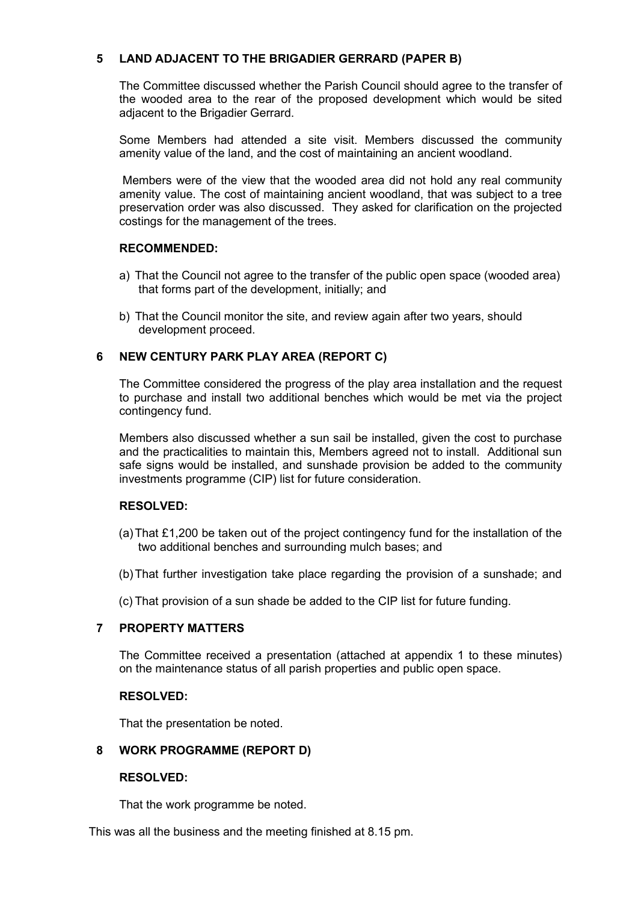## 5 LAND ADJACENT TO THE BRIGADIER GERRARD (PAPER B)

The Committee discussed whether the Parish Council should agree to the transfer of the wooded area to the rear of the proposed development which would be sited adjacent to the Brigadier Gerrard.

Some Members had attended a site visit. Members discussed the community amenity value of the land, and the cost of maintaining an ancient woodland.

Members were of the view that the wooded area did not hold any real community amenity value. The cost of maintaining ancient woodland, that was subject to a tree preservation order was also discussed. They asked for clarification on the projected costings for the management of the trees.

**RECOMMENDED:**

a) That the Council not agree to the transfer of the public open space (wooded area) that forms part of the development, initially; and

b) That the Council monitor the site, and review again after two years, should development proceed.

## 6 NEW CENTURY PARK PLAY AREA (REPORT C)

The Committee considered the progress of the play area installation and the request to purchase and install two additional benches which would be met via the project contingency fund.

Members also discussed whether a sun sail be installed, given the cost to purchase and the practicalities to maintain this, Members agreed not to install. Additional sun safe signs would be installed, and sunshade provision be added to the community investments programme (CIP) list for future consideration.

**RESOLVED:**

(a) That £1,200 be taken out of the project contingency fund for the installation of the two additional benches and surrounding mulch bases; and

(b) That further investigation take place regarding the provision of a sunshade; and

(c) That provision of a sun shade be added to the CIP list for future funding.

## 7 PROPERTY MATTERS

The Committee received a presentation (attached at appendix 1 to these minutes) on the maintenance status of all parish properties and public open space.

**RESOLVED:**

That the presentation be noted.

## 8 WORK PROGRAMME (REPORT D)

**RESOLVED:**

That the work programme be noted.

This was all the business and the meeting finished at 8.15 pm.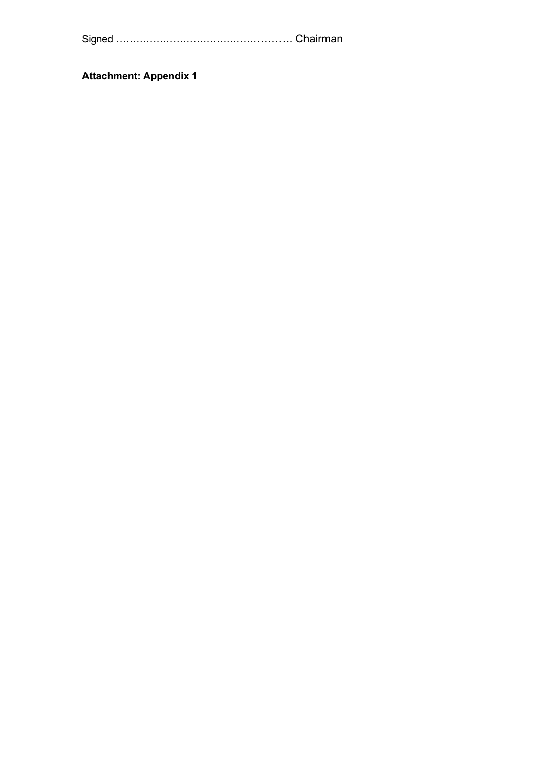Signed …………………………………………… Chairman

**Attachment: Appendix 1**